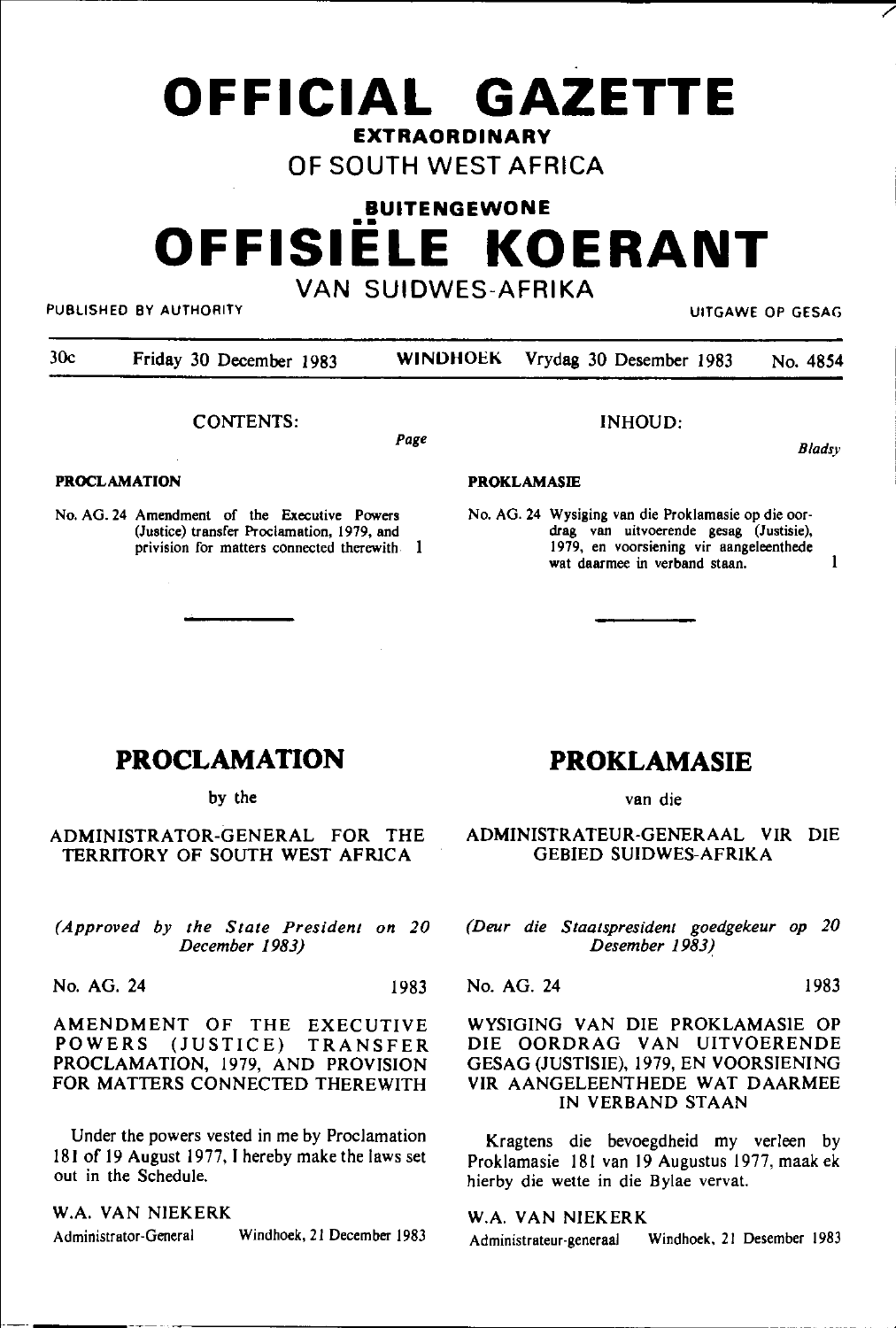# OFFICIAL GAZETTE

**EXTRAORDINARY**

OF SOUTH WEST AFRICA

**BUITENGEWONE**

# OFFISIËLE KOERANT

VAN SUIDWES-AFRIKA

PUBLISHED BY AUTHORITY — UITGAWE OP GESAG

30c — Friday 30 December 1983 — WINDHOEK — Vrydag 30 Desember 1983 — No. 4854

CONTENTS:

*Page*

**PROCLAMATION**

No. AG. 24 Amendment of the Executive Powers (Justice) transfer Proclamation, 1979, and privision for matters connected therewith 1

INHOUD:

*Bladsy*

**PROKLAMASIE**

No. AG. 24 Wysiging van die Proklamasie op die oordrag van uitvoerende gesag (Justisie), 1979, en voorsiening vir aangeleenthede wat daarmee in verband staan. 1

## PROCLAMATION

by the

ADMINISTRATOR-GENERAL FOR THE TERRITORY OF SOUTH WEST AFRICA

*(Approved by the State President on 20 December 1983)*

No. AG. 24 — 1983

AMENDMENT OF THE EXECUTIVE POWERS (JUSTICE) TRANSFER PROCLAMATION, 1979, AND PROVISION FOR MATTERS CONNECTED THEREWITH

Under the powers vested in me by Proclamation 181 of 19 August 1977, I hereby make the laws set out in the Schedule.

W.A. VAN NIEKERK

Administrator-General — Windhoek, 21 December 1983

## PROKLAMASIE

van die

ADMINISTRATEUR-GENERAAL VIR DIE GEBIED SUIDWES-AFRIKA

*(Deur die Staatspresident goedgekeur op 20 Desember 1983)*

No. AG. 24 — 1983

WYSIGING VAN DIE PROKLAMASIE OP DIE OORDRAG VAN UITVOERENDE GESAG (JUSTISIE), 1979, EN VOORSIENING VIR AANGELEENTHEDE WAT DAARMEE IN VERBAND STAAN

Kragtens die bevoegdheid my verleen by Proklamasie 181 van 19 Augustus 1977, maak ek hierby die wette in die Bylae vervat.

W.A. VAN NIEKERK

Administrateur-generaal — Windhoek, 21 Desember 1983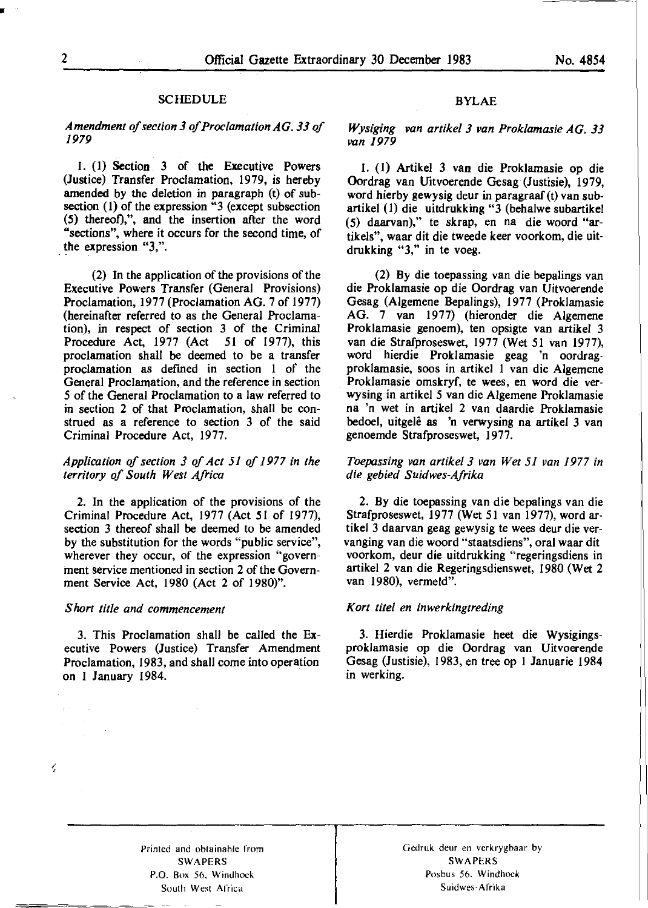## SCHEDULE

*Amendment of section 3 of Proclamation AG. 33 of 1979*

1. (1) Section 3 of the Executive Powers (Justice) Transfer Proclamation, 1979, is hereby amended by the deletion in paragraph (t) of subsection (1) of the expression "3 (except subsection (5) thereof),", and the insertion after the word "sections", where it occurs for the second time, of the expression "3,".

(2) In the application of the provisions of the Executive Powers Transfer (General Provisions) Proclamation, 1977 (Proclamation AG. 7 of 1977) (hereinafter referred to as the General Proclamation), in respect of section 3 of the Criminal Procedure Act, 1977 (Act 51 of 1977), this proclamation shall be deemed to be a transfer proclamation as defined in section 1 of the General Proclamation, and the reference in section 5 of the General Proclamation to a law referred to in section 2 of that Proclamation, shall be construed as a reference to section 3 of the said Criminal Procedure Act, 1977.

*Application of section 3 of Act 51 of 1977 in the territory of South West Africa*

2. In the application of the provisions of the Criminal Procedure Act, 1977 (Act 51 of 1977), section 3 thereof shall be deemed to be amended by the substitution for the words "public service", wherever they occur, of the expression "government service mentioned in section 2 of the Government Service Act, 1980 (Act 2 of 1980)".

*Short title and commencement*

3. This Proclamation shall be called the Executive Powers (Justice) Transfer Amendment Proclamation, 1983, and shall come into operation on 1 January 1984.

## BYLAE

*Wysiging van artikel 3 van Proklamasie AG. 33 van 1979*

1. (1) Artikel 3 van die Proklamasie op die Oordrag van Uitvoerende Gesag (Justisie), 1979, word hierby gewysig deur in paragraaf (t) van subartikel (1) die uitdrukking "3 (behalwe subartikel (5) daarvan)," te skrap, en na die woord "artikels", waar dit die tweede keer voorkom, die uitdrukking "3," in te voeg.

(2) By die toepassing van die bepalings van die Proklamasie op die Oordrag van Uitvoerende Gesag (Algemene Bepalings), 1977 (Proklamasie AG. 7 van 1977) (hieronder die Algemene Proklamasie genoem), ten opsigte van artikel 3 van die Strafproseswet, 1977 (Wet 51 van 1977), word hierdie Proklamasie geag 'n oordragproklamasie, soos in artikel 1 van die Algemene Proklamasie omskryf, te wees, en word die verwysing in artikel 5 van die Algemene Proklamasie na 'n wet in artikel 2 van daardie Proklamasie bedoel, uitgelê as 'n verwysing na artikel 3 van genoemde Strafproseswet, 1977.

*Toepassing van artikel 3 van Wet 51 van 1977 in die gebied Suidwes-Afrika*

2. By die toepassing van die bepalings van die Strafproseswet, 1977 (Wet 51 van 1977), word artikel 3 daarvan geag gewysig te wees deur die vervanging van die woord "staatsdiens", oral waar dit voorkom, deur die uitdrukking "regeringsdiens in artikel 2 van die Regeringsdienswet, 1980 (Wet 2 van 1980), vermeld".

*Kort titel en inwerkingtreding*

3. Hierdie Proklamasie heet die Wysigingsproklamasie op die Oordrag van Uitvoerende Gesag (Justisie), 1983, en tree op 1 Januarie 1984 in werking.

Printed and obtainable from
SWAPERS
P.O. Box 56, Windhoek
South West Africa

Gedruk deur en verkrygbaar by
SWAPERS
Posbus 56, Windhoek
Suidwes-Afrika